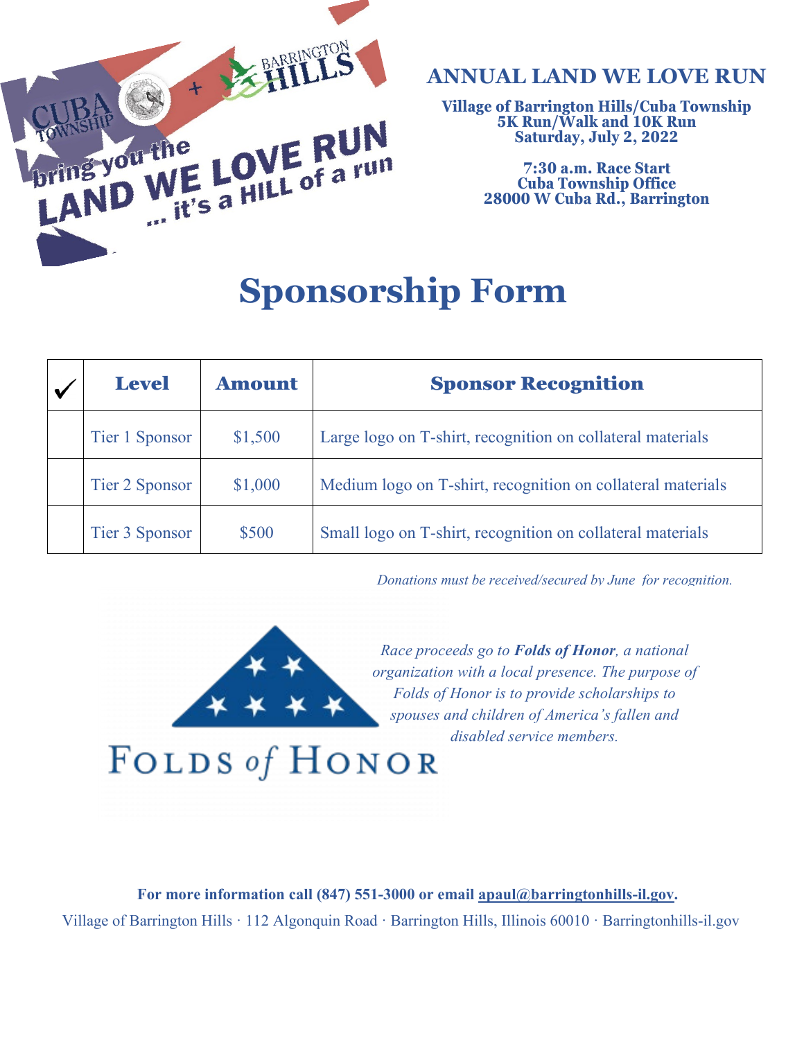# ANNUAL LAND WE LOVE RUN

**Village of Barrington Hills/Cuba Township**
**5K Run/Walk and 10K Run**
**Saturday, July 2, 2022**

**7:30 a.m. Race Start**
**Cuba Township Office**
**28000 W Cuba Rd., Barrington**

# Sponsorship Form

| ✓ | Level | Amount | Sponsor Recognition |
|---|---|---|---|
| | Tier 1 Sponsor | $1,500 | Large logo on T-shirt, recognition on collateral materials |
| | Tier 2 Sponsor | $1,000 | Medium logo on T-shirt, recognition on collateral materials |
| | Tier 3 Sponsor | $500 | Small logo on T-shirt, recognition on collateral materials |

*Donations must be received/secured by June for recognition.*

*Race proceeds go to **Folds of Honor**, a national organization with a local presence. The purpose of Folds of Honor is to provide scholarships to spouses and children of America's fallen and disabled service members.*

**For more information call (847) 551-3000 or email apaul@barringtonhills-il.gov.**

Village of Barrington Hills · 112 Algonquin Road · Barrington Hills, Illinois 60010 · Barringtonhills-il.gov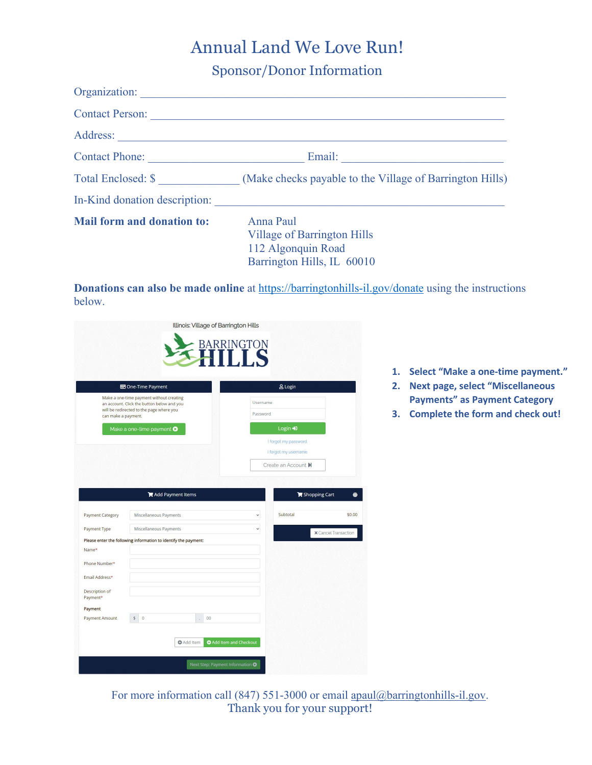# Annual Land We Love Run!

## Sponsor/Donor Information

Organization: ______________________________________________

Contact Person: ______________________________________________

Address: ______________________________________________

Contact Phone: ______________________ Email: ______________________

Total Enclosed: $ ____________ (Make checks payable to the Village of Barrington Hills)

In-Kind donation description: ______________________________________

**Mail form and donation to:**

Anna Paul
Village of Barrington Hills
112 Algonquin Road
Barrington Hills, IL 60010

**Donations can also be made online** at https://barringtonhills-il.gov/donate using the instructions below.

1. **Select "Make a one-time payment."**
2. **Next page, select "Miscellaneous Payments" as Payment Category**
3. **Complete the form and check out!**

For more information call (847) 551-3000 or email apaul@barringtonhills-il.gov.
Thank you for your support!